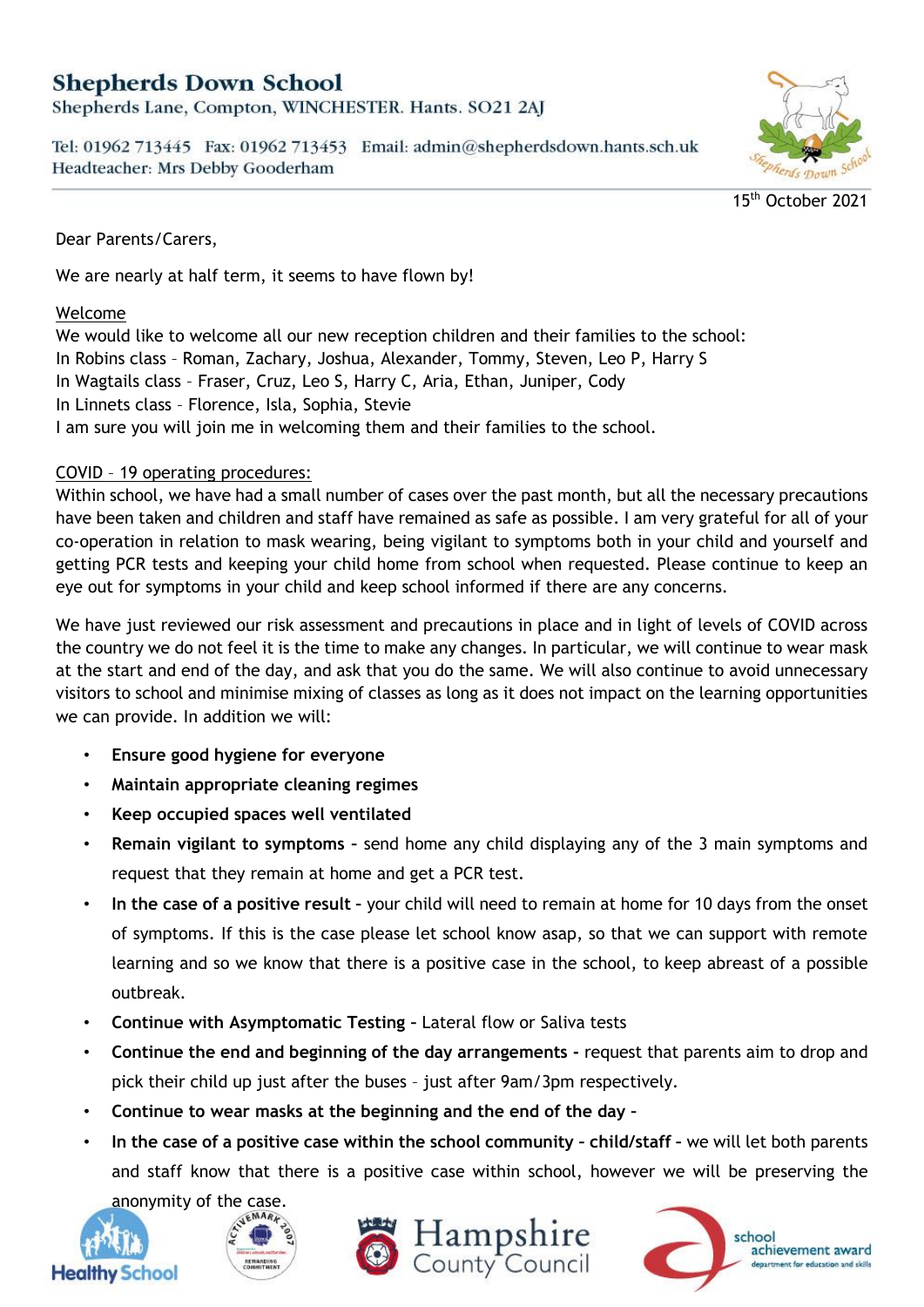# Shepherds Down School

Shepherds Lane, Compton, WINCHESTER. Hants. SO21 2AJ

Tel: 01962 713445 Fax: 01962 713453 Email: admin@shepherdsdown.hants.sch.uk
Headteacher: Mrs Debby Gooderham

15th October 2021

Dear Parents/Carers,

We are nearly at half term, it seems to have flown by!

## Welcome

We would like to welcome all our new reception children and their families to the school:
In Robins class – Roman, Zachary, Joshua, Alexander, Tommy, Steven, Leo P, Harry S
In Wagtails class – Fraser, Cruz, Leo S, Harry C, Aria, Ethan, Juniper, Cody
In Linnets class – Florence, Isla, Sophia, Stevie
I am sure you will join me in welcoming them and their families to the school.

## COVID – 19 operating procedures:

Within school, we have had a small number of cases over the past month, but all the necessary precautions have been taken and children and staff have remained as safe as possible. I am very grateful for all of your co-operation in relation to mask wearing, being vigilant to symptoms both in your child and yourself and getting PCR tests and keeping your child home from school when requested. Please continue to keep an eye out for symptoms in your child and keep school informed if there are any concerns.

We have just reviewed our risk assessment and precautions in place and in light of levels of COVID across the country we do not feel it is the time to make any changes. In particular, we will continue to wear mask at the start and end of the day, and ask that you do the same. We will also continue to avoid unnecessary visitors to school and minimise mixing of classes as long as it does not impact on the learning opportunities we can provide. In addition we will:

- **Ensure good hygiene for everyone**
- **Maintain appropriate cleaning regimes**
- **Keep occupied spaces well ventilated**
- **Remain vigilant to symptoms** – send home any child displaying any of the 3 main symptoms and request that they remain at home and get a PCR test.
- **In the case of a positive result** – your child will need to remain at home for 10 days from the onset of symptoms. If this is the case please let school know asap, so that we can support with remote learning and so we know that there is a positive case in the school, to keep abreast of a possible outbreak.
- **Continue with Asymptomatic Testing** – Lateral flow or Saliva tests
- **Continue the end and beginning of the day arrangements** – request that parents aim to drop and pick their child up just after the buses – just after 9am/3pm respectively.
- **Continue to wear masks at the beginning and the end of the day** –
- **In the case of a positive case within the school community – child/staff** – we will let both parents and staff know that there is a positive case within school, however we will be preserving the anonymity of the case.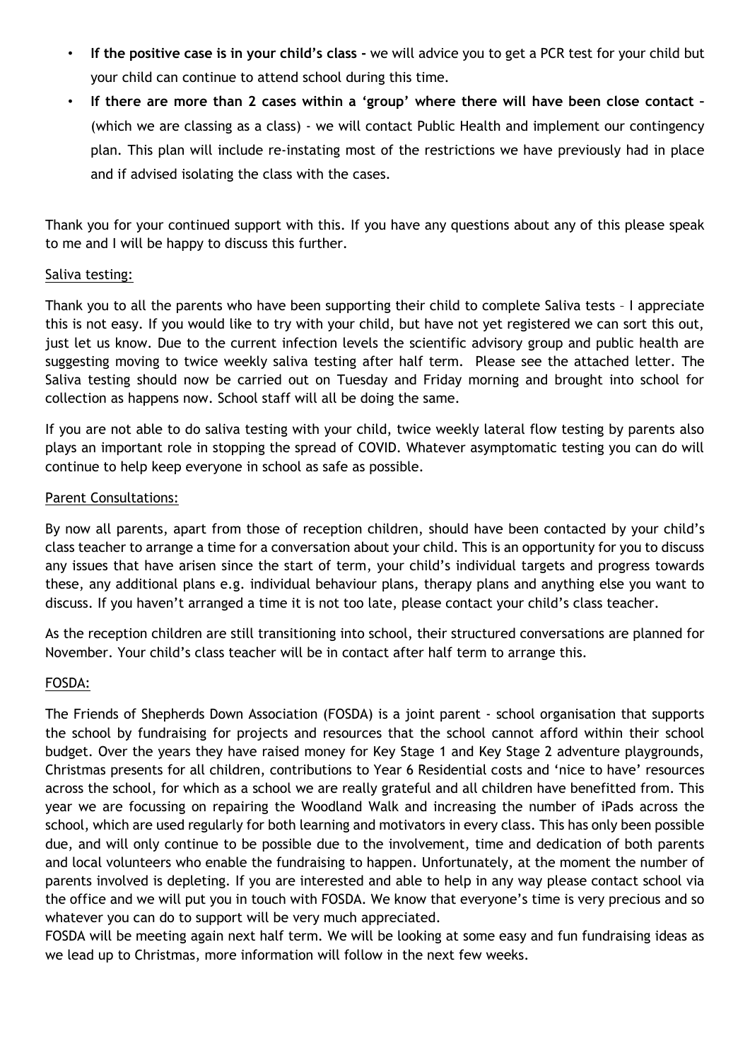- **If the positive case is in your child's class -** we will advice you to get a PCR test for your child but your child can continue to attend school during this time.
- **If there are more than 2 cases within a 'group' where there will have been close contact –** (which we are classing as a class) - we will contact Public Health and implement our contingency plan. This plan will include re-instating most of the restrictions we have previously had in place and if advised isolating the class with the cases.

Thank you for your continued support with this. If you have any questions about any of this please speak to me and I will be happy to discuss this further.

<u>Saliva testing:</u>

Thank you to all the parents who have been supporting their child to complete Saliva tests – I appreciate this is not easy. If you would like to try with your child, but have not yet registered we can sort this out, just let us know. Due to the current infection levels the scientific advisory group and public health are suggesting moving to twice weekly saliva testing after half term. Please see the attached letter. The Saliva testing should now be carried out on Tuesday and Friday morning and brought into school for collection as happens now. School staff will all be doing the same.

If you are not able to do saliva testing with your child, twice weekly lateral flow testing by parents also plays an important role in stopping the spread of COVID. Whatever asymptomatic testing you can do will continue to help keep everyone in school as safe as possible.

<u>Parent Consultations:</u>

By now all parents, apart from those of reception children, should have been contacted by your child's class teacher to arrange a time for a conversation about your child. This is an opportunity for you to discuss any issues that have arisen since the start of term, your child's individual targets and progress towards these, any additional plans e.g. individual behaviour plans, therapy plans and anything else you want to discuss. If you haven't arranged a time it is not too late, please contact your child's class teacher.

As the reception children are still transitioning into school, their structured conversations are planned for November. Your child's class teacher will be in contact after half term to arrange this.

<u>FOSDA:</u>

The Friends of Shepherds Down Association (FOSDA) is a joint parent - school organisation that supports the school by fundraising for projects and resources that the school cannot afford within their school budget. Over the years they have raised money for Key Stage 1 and Key Stage 2 adventure playgrounds, Christmas presents for all children, contributions to Year 6 Residential costs and 'nice to have' resources across the school, for which as a school we are really grateful and all children have benefitted from. This year we are focussing on repairing the Woodland Walk and increasing the number of iPads across the school, which are used regularly for both learning and motivators in every class. This has only been possible due, and will only continue to be possible due to the involvement, time and dedication of both parents and local volunteers who enable the fundraising to happen. Unfortunately, at the moment the number of parents involved is depleting. If you are interested and able to help in any way please contact school via the office and we will put you in touch with FOSDA. We know that everyone's time is very precious and so whatever you can do to support will be very much appreciated.

FOSDA will be meeting again next half term. We will be looking at some easy and fun fundraising ideas as we lead up to Christmas, more information will follow in the next few weeks.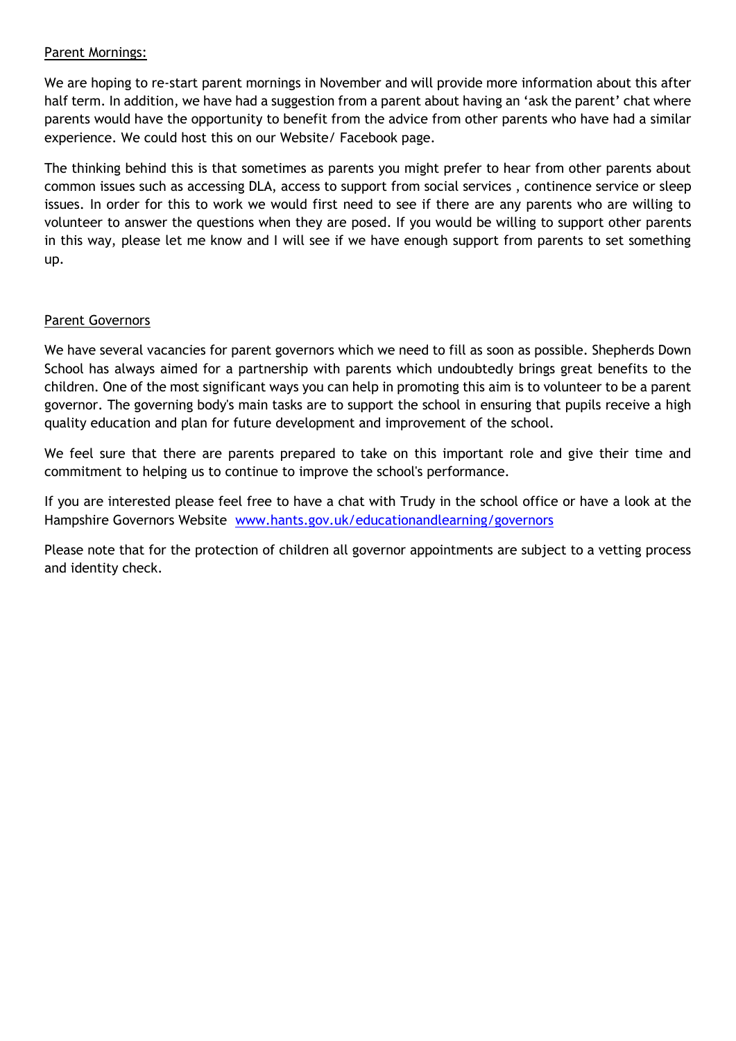## Parent Mornings:

We are hoping to re-start parent mornings in November and will provide more information about this after half term. In addition, we have had a suggestion from a parent about having an 'ask the parent' chat where parents would have the opportunity to benefit from the advice from other parents who have had a similar experience. We could host this on our Website/ Facebook page.

The thinking behind this is that sometimes as parents you might prefer to hear from other parents about common issues such as accessing DLA, access to support from social services , continence service or sleep issues. In order for this to work we would first need to see if there are any parents who are willing to volunteer to answer the questions when they are posed. If you would be willing to support other parents in this way, please let me know and I will see if we have enough support from parents to set something up.

## Parent Governors

We have several vacancies for parent governors which we need to fill as soon as possible. Shepherds Down School has always aimed for a partnership with parents which undoubtedly brings great benefits to the children. One of the most significant ways you can help in promoting this aim is to volunteer to be a parent governor. The governing body's main tasks are to support the school in ensuring that pupils receive a high quality education and plan for future development and improvement of the school.

We feel sure that there are parents prepared to take on this important role and give their time and commitment to helping us to continue to improve the school's performance.

If you are interested please feel free to have a chat with Trudy in the school office or have a look at the Hampshire Governors Website [www.hants.gov.uk/educationandlearning/governors](www.hants.gov.uk/educationandlearning/governors)

Please note that for the protection of children all governor appointments are subject to a vetting process and identity check.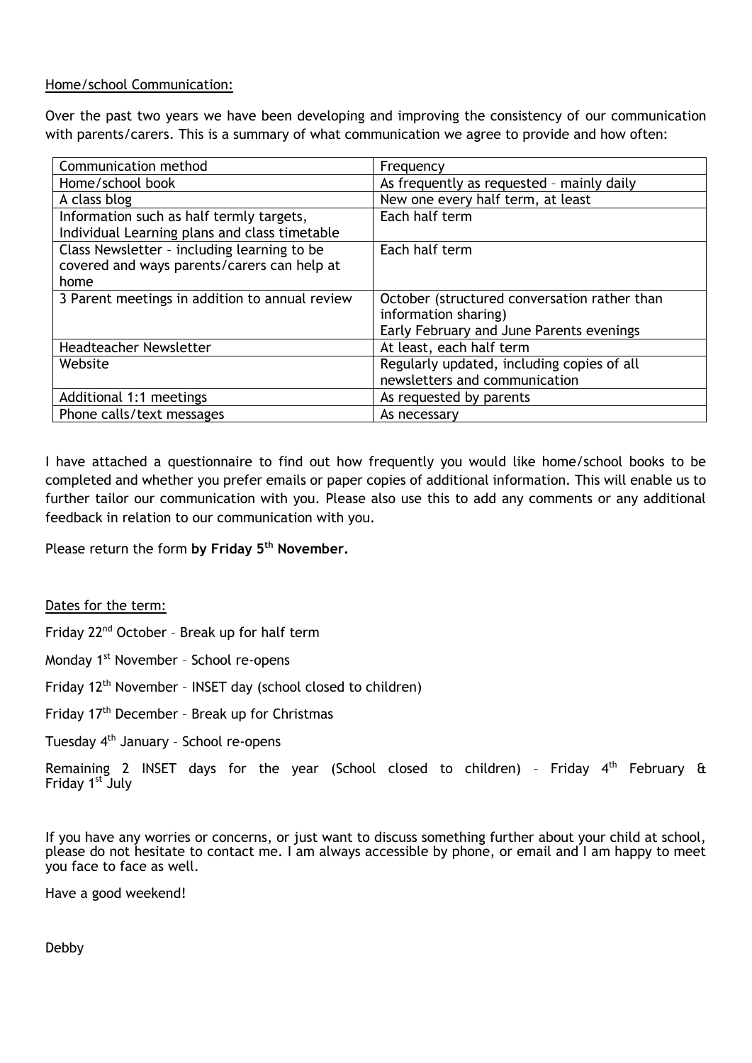Home/school Communication:

Over the past two years we have been developing and improving the consistency of our communication with parents/carers. This is a summary of what communication we agree to provide and how often:

| Communication method | Frequency |
|---|---|
| Home/school book | As frequently as requested – mainly daily |
| A class blog | New one every half term, at least |
| Information such as half termly targets, Individual Learning plans and class timetable | Each half term |
| Class Newsletter – including learning to be covered and ways parents/carers can help at home | Each half term |
| 3 Parent meetings in addition to annual review | October (structured conversation rather than information sharing)<br>Early February and June Parents evenings |
| Headteacher Newsletter | At least, each half term |
| Website | Regularly updated, including copies of all newsletters and communication |
| Additional 1:1 meetings | As requested by parents |
| Phone calls/text messages | As necessary |

I have attached a questionnaire to find out how frequently you would like home/school books to be completed and whether you prefer emails or paper copies of additional information. This will enable us to further tailor our communication with you. Please also use this to add any comments or any additional feedback in relation to our communication with you.

Please return the form **by Friday 5th November.**

Dates for the term:

Friday 22nd October – Break up for half term

Monday 1st November – School re-opens

Friday 12th November – INSET day (school closed to children)

Friday 17th December – Break up for Christmas

Tuesday 4th January – School re-opens

Remaining 2 INSET days for the year (School closed to children) – Friday 4th February & Friday 1st July

If you have any worries or concerns, or just want to discuss something further about your child at school, please do not hesitate to contact me. I am always accessible by phone, or email and I am happy to meet you face to face as well.

Have a good weekend!

Debby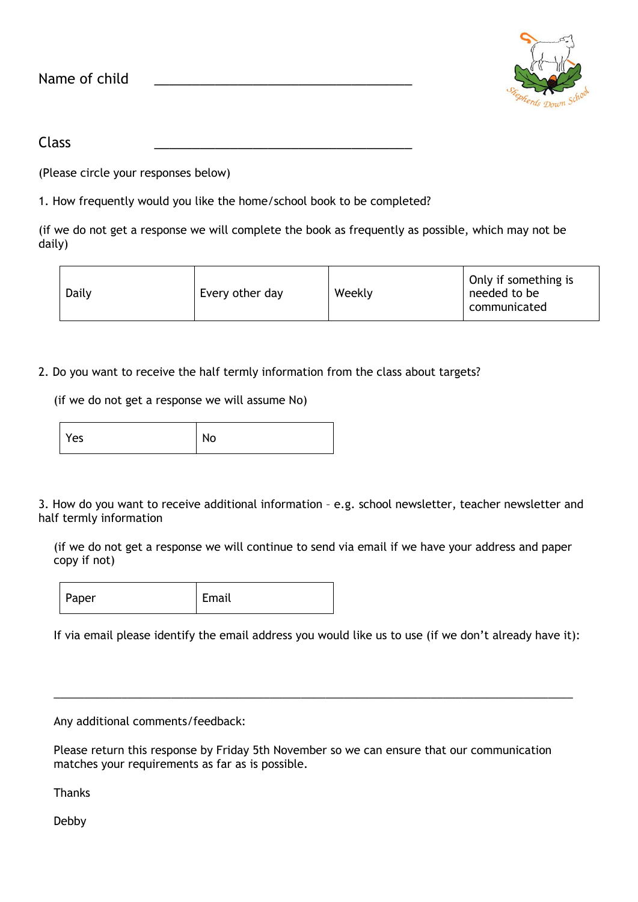Name of child \_\_\_\_\_\_\_\_\_\_\_\_\_\_\_\_\_\_\_\_\_\_\_\_\_\_\_\_\_\_\_\_\_\_\_\_\_

Class \_\_\_\_\_\_\_\_\_\_\_\_\_\_\_\_\_\_\_\_\_\_\_\_\_\_\_\_\_\_\_\_\_\_\_\_\_

(Please circle your responses below)

1. How frequently would you like the home/school book to be completed?

(if we do not get a response we will complete the book as frequently as possible, which may not be daily)

| | | | |
|---|---|---|---|
| Daily | Every other day | Weekly | Only if something is needed to be communicated |

2. Do you want to receive the half termly information from the class about targets?

(if we do not get a response we will assume No)

| | |
|---|---|
| Yes | No |

3. How do you want to receive additional information – e.g. school newsletter, teacher newsletter and half termly information

(if we do not get a response we will continue to send via email if we have your address and paper copy if not)

| | |
|---|---|
| Paper | Email |

If via email please identify the email address you would like us to use (if we don't already have it):

\_\_\_\_\_\_\_\_\_\_\_\_\_\_\_\_\_\_\_\_\_\_\_\_\_\_\_\_\_\_\_\_\_\_\_\_\_\_\_\_\_\_\_\_\_\_\_\_\_\_\_\_\_\_\_\_\_\_\_\_\_\_\_\_\_\_\_\_\_\_\_\_\_\_

Any additional comments/feedback:

Please return this response by Friday 5th November so we can ensure that our communication matches your requirements as far as is possible.

Thanks

Debby